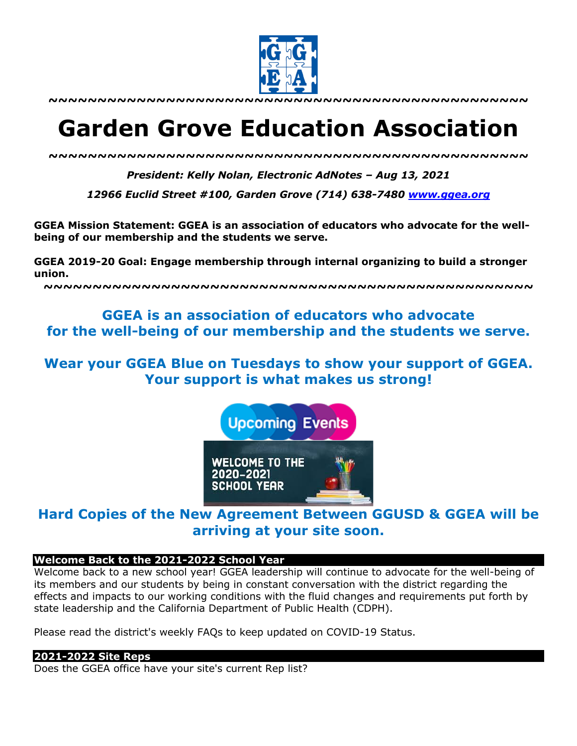~~~~~~~~~~~~~~~~~~~~~~~~~~~~~~~~~~~~~~~~~~~~~~~~~~~~

# Garden Grove Education Association

~~~~~~~~~~~~~~~~~~~~~~~~~~~~~~~~~~~~~~~~~~~~~~~~~~~~

***President: Kelly Nolan, Electronic AdNotes – Aug 13, 2021***

***12966 Euclid Street #100, Garden Grove (714) 638-7480 [www.ggea.org](http://www.ggea.org)***

**GGEA Mission Statement: GGEA is an association of educators who advocate for the well-being of our membership and the students we serve.**

**GGEA 2019-20 Goal: Engage membership through internal organizing to build a stronger union.**

~~~~~~~~~~~~~~~~~~~~~~~~~~~~~~~~~~~~~~~~~~~~~~~~~~~~

## GGEA is an association of educators who advocate for the well-being of our membership and the students we serve.

## Wear your GGEA Blue on Tuesdays to show your support of GGEA. Your support is what makes us strong!

Upcoming Events

WELCOME TO THE 2020-2021 SCHOOL YEAR

## Hard Copies of the New Agreement Between GGUSD & GGEA will be arriving at your site soon.

### Welcome Back to the 2021-2022 School Year

Welcome back to a new school year! GGEA leadership will continue to advocate for the well-being of its members and our students by being in constant conversation with the district regarding the effects and impacts to our working conditions with the fluid changes and requirements put forth by state leadership and the California Department of Public Health (CDPH).

Please read the district's weekly FAQs to keep updated on COVID-19 Status.

### 2021-2022 Site Reps

Does the GGEA office have your site's current Rep list?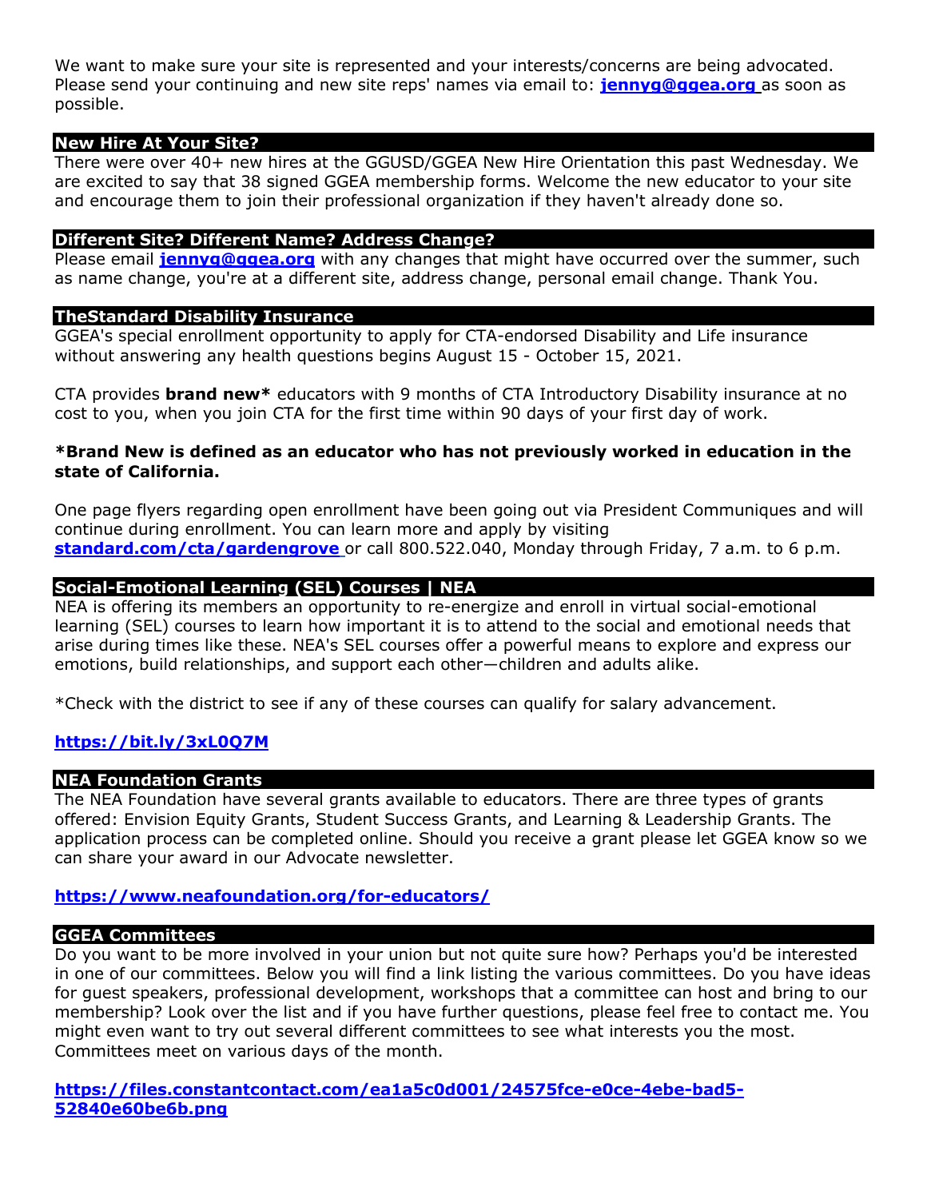We want to make sure your site is represented and your interests/concerns are being advocated. Please send your continuing and new site reps' names via email to: **jennyg@ggea.org** as soon as possible.

## New Hire At Your Site?

There were over 40+ new hires at the GGUSD/GGEA New Hire Orientation this past Wednesday. We are excited to say that 38 signed GGEA membership forms. Welcome the new educator to your site and encourage them to join their professional organization if they haven't already done so.

## Different Site? Different Name? Address Change?

Please email **jennyg@ggea.org** with any changes that might have occurred over the summer, such as name change, you're at a different site, address change, personal email change. Thank You.

## TheStandard Disability Insurance

GGEA's special enrollment opportunity to apply for CTA-endorsed Disability and Life insurance without answering any health questions begins August 15 - October 15, 2021.

CTA provides **brand new*** educators with 9 months of CTA Introductory Disability insurance at no cost to you, when you join CTA for the first time within 90 days of your first day of work.

***Brand New is defined as an educator who has not previously worked in education in the state of California.**

One page flyers regarding open enrollment have been going out via President Communiques and will continue during enrollment. You can learn more and apply by visiting **standard.com/cta/gardengrove** or call 800.522.040, Monday through Friday, 7 a.m. to 6 p.m.

## Social-Emotional Learning (SEL) Courses | NEA

NEA is offering its members an opportunity to re-energize and enroll in virtual social-emotional learning (SEL) courses to learn how important it is to attend to the social and emotional needs that arise during times like these. NEA's SEL courses offer a powerful means to explore and express our emotions, build relationships, and support each other—children and adults alike.

*Check with the district to see if any of these courses can qualify for salary advancement.

**https://bit.ly/3xL0Q7M**

## NEA Foundation Grants

The NEA Foundation have several grants available to educators. There are three types of grants offered: Envision Equity Grants, Student Success Grants, and Learning & Leadership Grants. The application process can be completed online. Should you receive a grant please let GGEA know so we can share your award in our Advocate newsletter.

**https://www.neafoundation.org/for-educators/**

## GGEA Committees

Do you want to be more involved in your union but not quite sure how? Perhaps you'd be interested in one of our committees. Below you will find a link listing the various committees. Do you have ideas for guest speakers, professional development, workshops that a committee can host and bring to our membership? Look over the list and if you have further questions, please feel free to contact me. You might even want to try out several different committees to see what interests you the most. Committees meet on various days of the month.

**https://files.constantcontact.com/ea1a5c0d001/24575fce-e0ce-4ebe-bad5-52840e60be6b.png**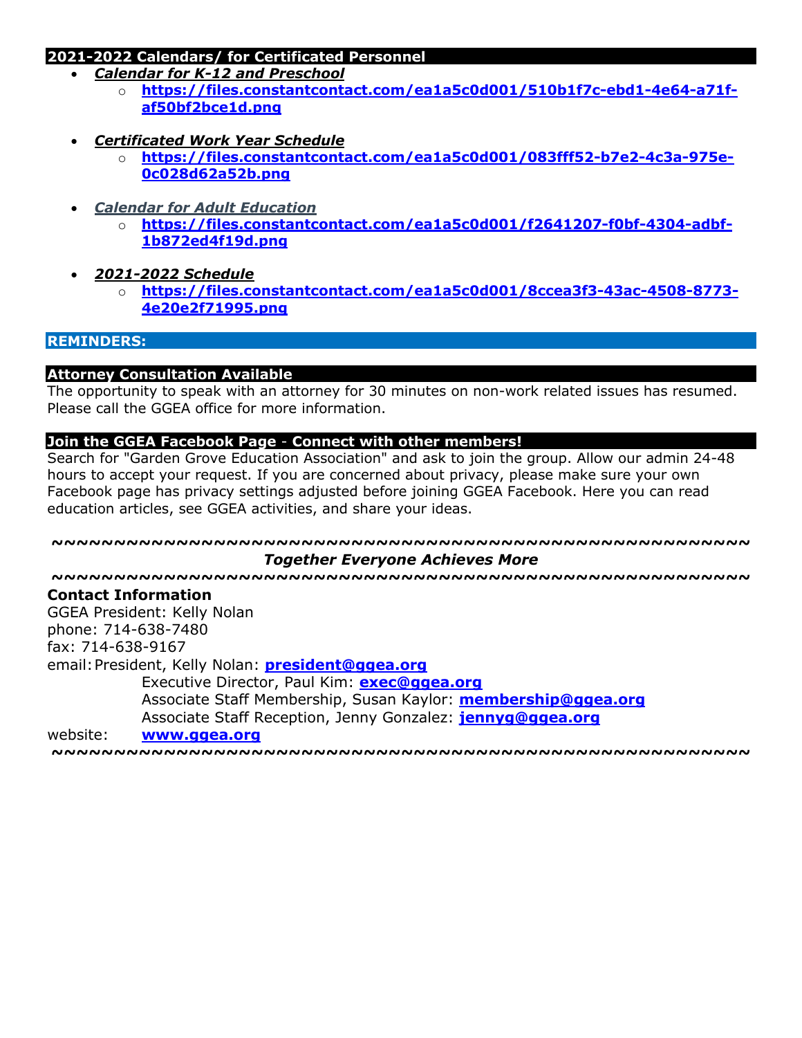## 2021-2022 Calendars/ for Certificated Personnel

- ***Calendar for K-12 and Preschool***
  - **https://files.constantcontact.com/ea1a5c0d001/510b1f7c-ebd1-4e64-a71f-af50bf2bce1d.png**

- ***Certificated Work Year Schedule***
  - **https://files.constantcontact.com/ea1a5c0d001/083fff52-b7e2-4c3a-975e-0c028d62a52b.png**

- ***Calendar for Adult Education***
  - **https://files.constantcontact.com/ea1a5c0d001/f2641207-f0bf-4304-adbf-1b872ed4f19d.png**

- ***2021-2022 Schedule***
  - **https://files.constantcontact.com/ea1a5c0d001/8ccea3f3-43ac-4508-8773-4e20e2f71995.png**

## REMINDERS:

### Attorney Consultation Available

The opportunity to speak with an attorney for 30 minutes on non-work related issues has resumed. Please call the GGEA office for more information.

### Join the GGEA Facebook Page - Connect with other members!

Search for "Garden Grove Education Association" and ask to join the group. Allow our admin 24-48 hours to accept your request. If you are concerned about privacy, please make sure your own Facebook page has privacy settings adjusted before joining GGEA Facebook. Here you can read education articles, see GGEA activities, and share your ideas.

~~~~~~~~~~~~~~~~~~~~~~~~~~~~~~~~~~~~~~~~~~~~~~~~~~~~~~~~~~~

***Together Everyone Achieves More***

~~~~~~~~~~~~~~~~~~~~~~~~~~~~~~~~~~~~~~~~~~~~~~~~~~~~~~~~~~~

**Contact Information**

GGEA President: Kelly Nolan
phone: 714-638-7480
fax: 714-638-9167
email: President, Kelly Nolan: **president@ggea.org**
Executive Director, Paul Kim: **exec@ggea.org**
Associate Staff Membership, Susan Kaylor: **membership@ggea.org**
Associate Staff Reception, Jenny Gonzalez: **jennyg@ggea.org**
website: **www.ggea.org**

~~~~~~~~~~~~~~~~~~~~~~~~~~~~~~~~~~~~~~~~~~~~~~~~~~~~~~~~~~~